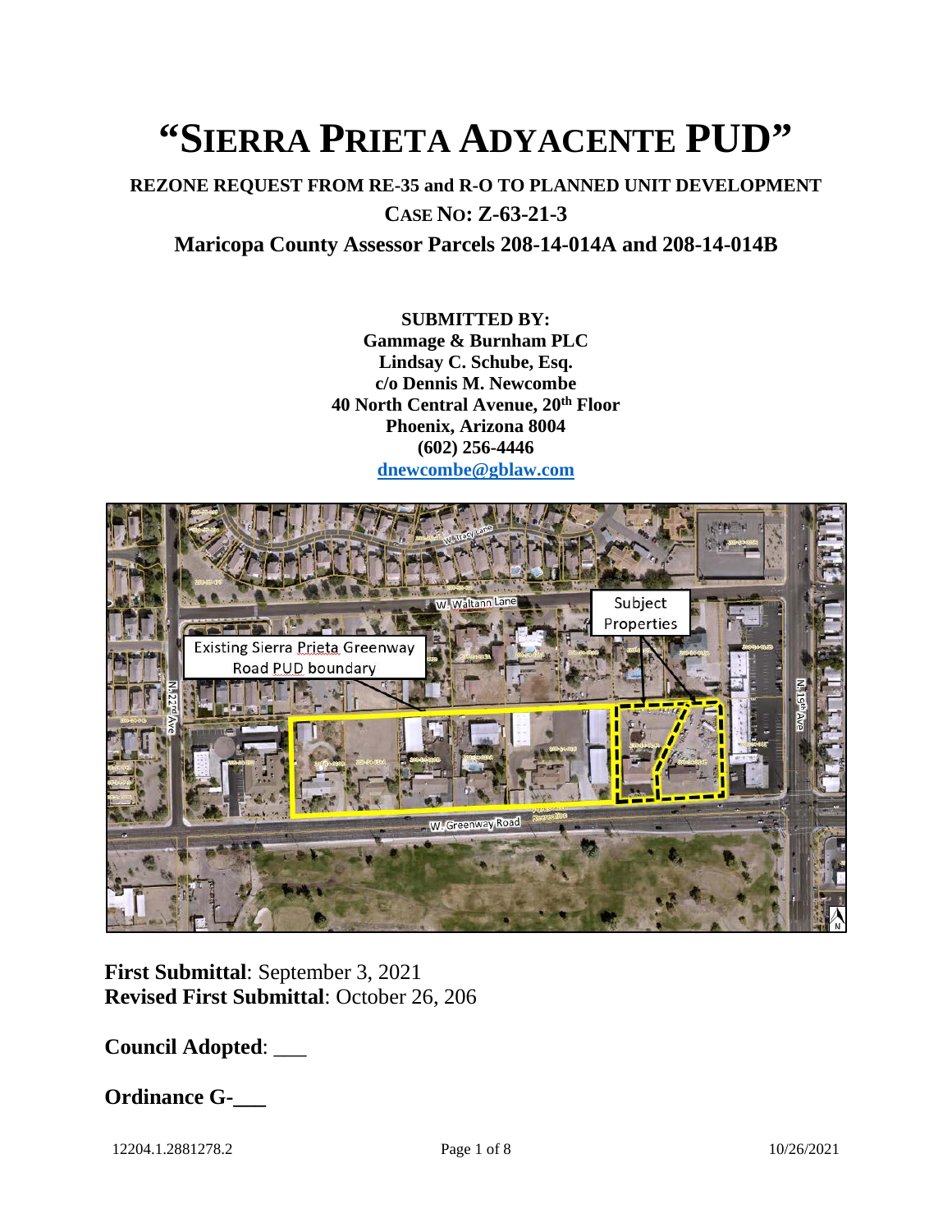# "SIERRA PRIETA ADYACENTE PUD"

**REZONE REQUEST FROM RE-35 and R-O TO PLANNED UNIT DEVELOPMENT**

**CASE NO: Z-63-21-3**

**Maricopa County Assessor Parcels 208-14-014A and 208-14-014B**

**SUBMITTED BY:**
**Gammage & Burnham PLC**
**Lindsay C. Schube, Esq.**
**c/o Dennis M. Newcombe**
**40 North Central Avenue, 20th Floor**
**Phoenix, Arizona 8004**
**(602) 256-4446**
**dnewcombe@gblaw.com**

**First Submittal**: September 3, 2021
**Revised First Submittal**: October 26, 206

**Council Adopted**: ___

**Ordinance G-___**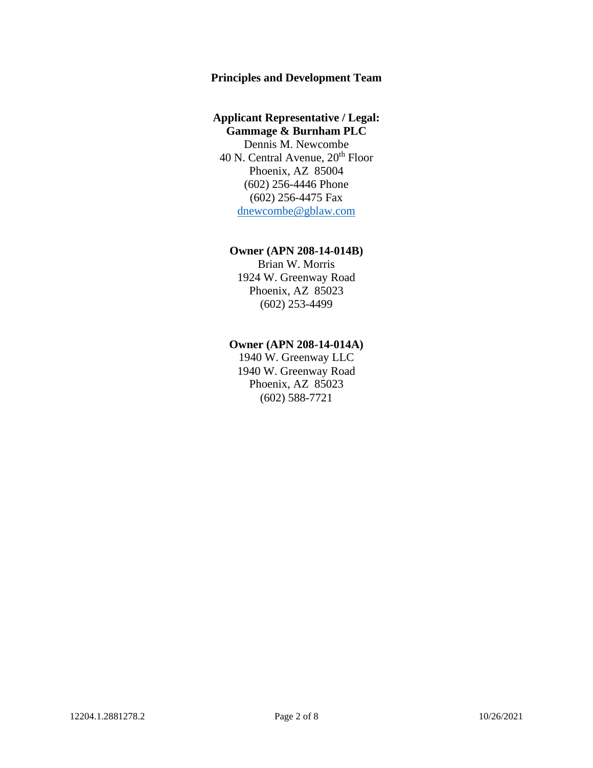## Principles and Development Team

**Applicant Representative / Legal:**
**Gammage & Burnham PLC**
Dennis M. Newcombe
40 N. Central Avenue, 20th Floor
Phoenix, AZ 85004
(602) 256-4446 Phone
(602) 256-4475 Fax
dnewcombe@gblaw.com

**Owner (APN 208-14-014B)**
Brian W. Morris
1924 W. Greenway Road
Phoenix, AZ 85023
(602) 253-4499

**Owner (APN 208-14-014A)**
1940 W. Greenway LLC
1940 W. Greenway Road
Phoenix, AZ 85023
(602) 588-7721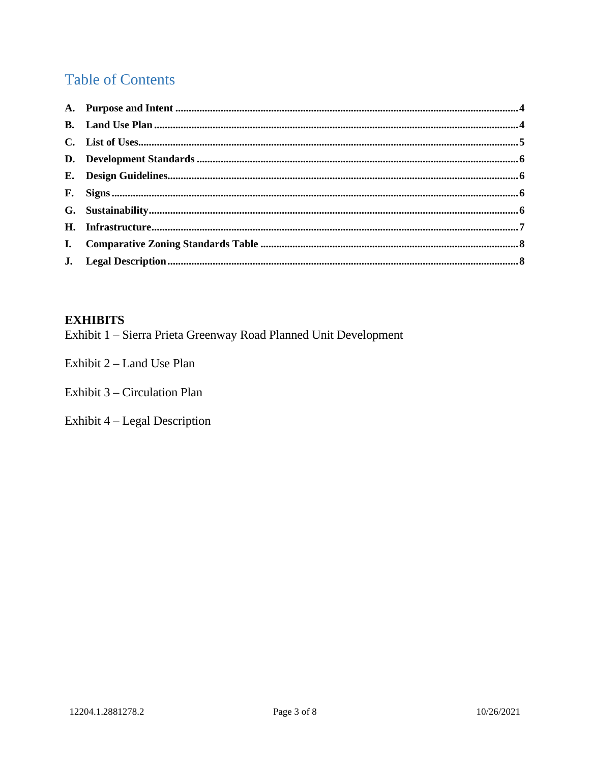# Table of Contents

- **A. Purpose and Intent** .......... 4
- **B. Land Use Plan** .......... 4
- **C. List of Uses** .......... 5
- **D. Development Standards** .......... 6
- **E. Design Guidelines** .......... 6
- **F. Signs** .......... 6
- **G. Sustainability** .......... 6
- **H. Infrastructure** .......... 7
- **I. Comparative Zoning Standards Table** .......... 8
- **J. Legal Description** .......... 8

**EXHIBITS**

Exhibit 1 – Sierra Prieta Greenway Road Planned Unit Development

Exhibit 2 – Land Use Plan

Exhibit 3 – Circulation Plan

Exhibit 4 – Legal Description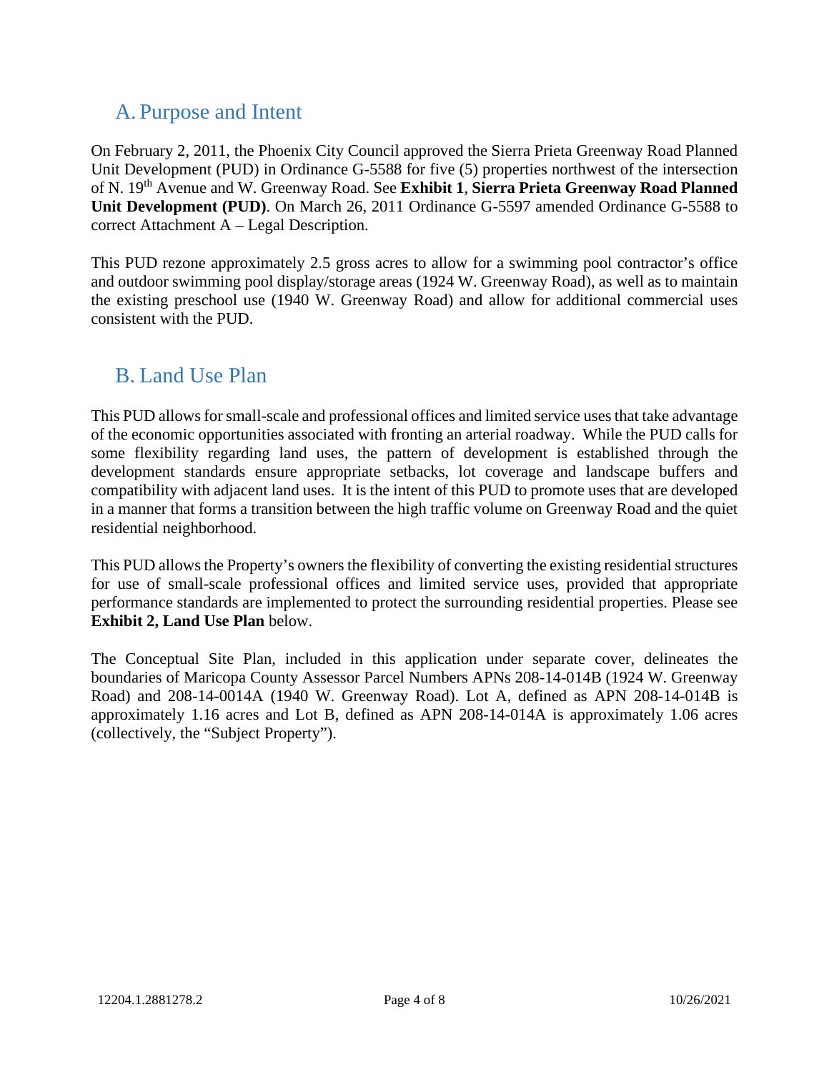## A. Purpose and Intent

On February 2, 2011, the Phoenix City Council approved the Sierra Prieta Greenway Road Planned Unit Development (PUD) in Ordinance G-5588 for five (5) properties northwest of the intersection of N. 19th Avenue and W. Greenway Road. See **Exhibit 1**, **Sierra Prieta Greenway Road Planned Unit Development (PUD)**. On March 26, 2011 Ordinance G-5597 amended Ordinance G-5588 to correct Attachment A – Legal Description.

This PUD rezone approximately 2.5 gross acres to allow for a swimming pool contractor's office and outdoor swimming pool display/storage areas (1924 W. Greenway Road), as well as to maintain the existing preschool use (1940 W. Greenway Road) and allow for additional commercial uses consistent with the PUD.

## B. Land Use Plan

This PUD allows for small-scale and professional offices and limited service uses that take advantage of the economic opportunities associated with fronting an arterial roadway. While the PUD calls for some flexibility regarding land uses, the pattern of development is established through the development standards ensure appropriate setbacks, lot coverage and landscape buffers and compatibility with adjacent land uses. It is the intent of this PUD to promote uses that are developed in a manner that forms a transition between the high traffic volume on Greenway Road and the quiet residential neighborhood.

This PUD allows the Property's owners the flexibility of converting the existing residential structures for use of small-scale professional offices and limited service uses, provided that appropriate performance standards are implemented to protect the surrounding residential properties. Please see **Exhibit 2, Land Use Plan** below.

The Conceptual Site Plan, included in this application under separate cover, delineates the boundaries of Maricopa County Assessor Parcel Numbers APNs 208-14-014B (1924 W. Greenway Road) and 208-14-0014A (1940 W. Greenway Road). Lot A, defined as APN 208-14-014B is approximately 1.16 acres and Lot B, defined as APN 208-14-014A is approximately 1.06 acres (collectively, the "Subject Property").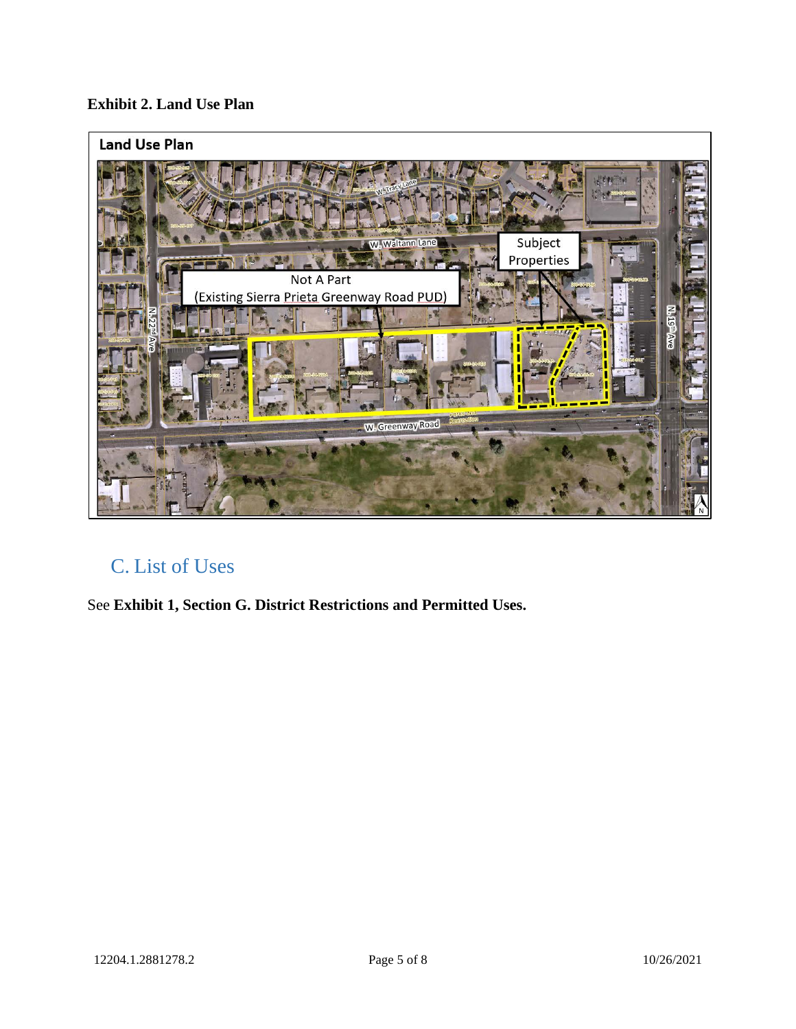**Exhibit 2. Land Use Plan**

Land Use Plan

Subject Properties

Not A Part (Existing Sierra Prieta Greenway Road PUD)

W. Tracy Lane

W. Waltann Lane

N. 22nd Ave

N. 19th Ave

W. Greenway Road

## C. List of Uses

See **Exhibit 1, Section G. District Restrictions and Permitted Uses.**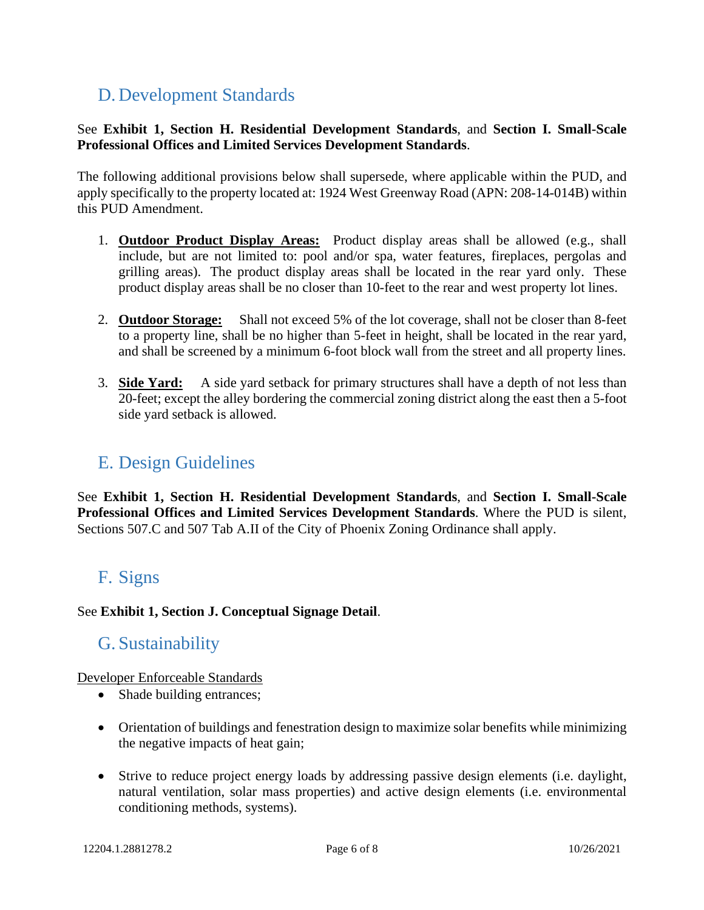## D. Development Standards

See **Exhibit 1, Section H. Residential Development Standards**, and **Section I. Small-Scale Professional Offices and Limited Services Development Standards**.

The following additional provisions below shall supersede, where applicable within the PUD, and apply specifically to the property located at: 1924 West Greenway Road (APN: 208-14-014B) within this PUD Amendment.

1. **Outdoor Product Display Areas:** Product display areas shall be allowed (e.g., shall include, but are not limited to: pool and/or spa, water features, fireplaces, pergolas and grilling areas). The product display areas shall be located in the rear yard only. These product display areas shall be no closer than 10-feet to the rear and west property lot lines.

2. **Outdoor Storage:** Shall not exceed 5% of the lot coverage, shall not be closer than 8-feet to a property line, shall be no higher than 5-feet in height, shall be located in the rear yard, and shall be screened by a minimum 6-foot block wall from the street and all property lines.

3. **Side Yard:** A side yard setback for primary structures shall have a depth of not less than 20-feet; except the alley bordering the commercial zoning district along the east then a 5-foot side yard setback is allowed.

## E. Design Guidelines

See **Exhibit 1, Section H. Residential Development Standards**, and **Section I. Small-Scale Professional Offices and Limited Services Development Standards**. Where the PUD is silent, Sections 507.C and 507 Tab A.II of the City of Phoenix Zoning Ordinance shall apply.

## F. Signs

See **Exhibit 1, Section J. Conceptual Signage Detail**.

## G. Sustainability

Developer Enforceable Standards

- Shade building entrances;
- Orientation of buildings and fenestration design to maximize solar benefits while minimizing the negative impacts of heat gain;
- Strive to reduce project energy loads by addressing passive design elements (i.e. daylight, natural ventilation, solar mass properties) and active design elements (i.e. environmental conditioning methods, systems).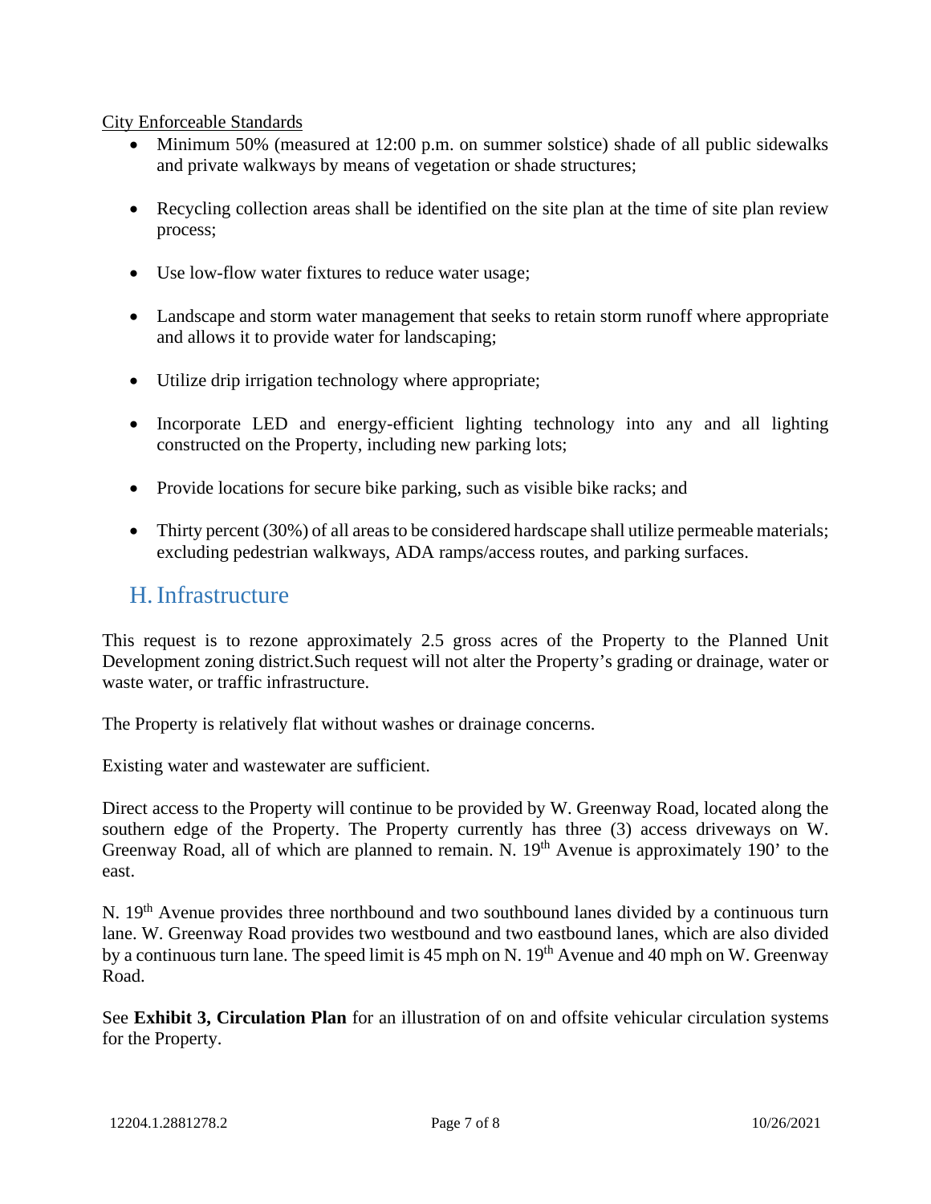City Enforceable Standards

- Minimum 50% (measured at 12:00 p.m. on summer solstice) shade of all public sidewalks and private walkways by means of vegetation or shade structures;
- Recycling collection areas shall be identified on the site plan at the time of site plan review process;
- Use low-flow water fixtures to reduce water usage;
- Landscape and storm water management that seeks to retain storm runoff where appropriate and allows it to provide water for landscaping;
- Utilize drip irrigation technology where appropriate;
- Incorporate LED and energy-efficient lighting technology into any and all lighting constructed on the Property, including new parking lots;
- Provide locations for secure bike parking, such as visible bike racks; and
- Thirty percent (30%) of all areas to be considered hardscape shall utilize permeable materials; excluding pedestrian walkways, ADA ramps/access routes, and parking surfaces.

## H. Infrastructure

This request is to rezone approximately 2.5 gross acres of the Property to the Planned Unit Development zoning district.Such request will not alter the Property's grading or drainage, water or waste water, or traffic infrastructure.

The Property is relatively flat without washes or drainage concerns.

Existing water and wastewater are sufficient.

Direct access to the Property will continue to be provided by W. Greenway Road, located along the southern edge of the Property. The Property currently has three (3) access driveways on W. Greenway Road, all of which are planned to remain. N. 19th Avenue is approximately 190' to the east.

N. 19th Avenue provides three northbound and two southbound lanes divided by a continuous turn lane. W. Greenway Road provides two westbound and two eastbound lanes, which are also divided by a continuous turn lane. The speed limit is 45 mph on N. 19th Avenue and 40 mph on W. Greenway Road.

See **Exhibit 3, Circulation Plan** for an illustration of on and offsite vehicular circulation systems for the Property.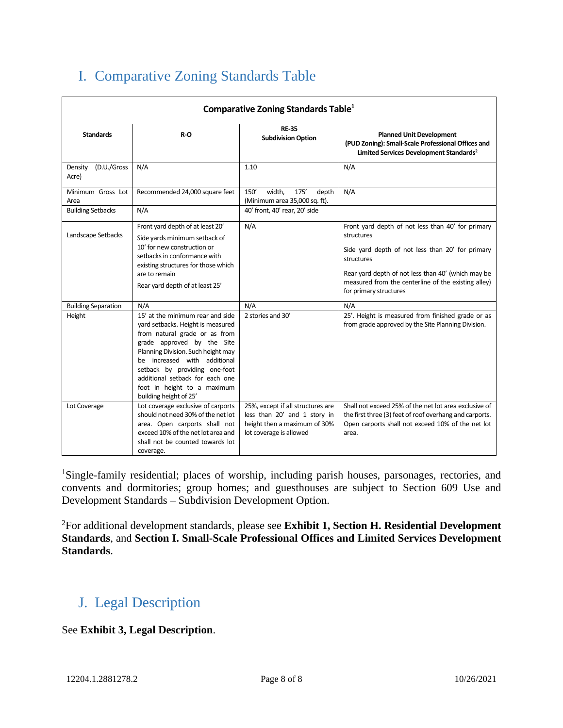# I. Comparative Zoning Standards Table

| Comparative Zoning Standards Table[1] | | | |
|---|---|---|---|
| **Standards** | **R-O** | **RE-35 Subdivision Option** | **Planned Unit Development (PUD Zoning): Small-Scale Professional Offices and Limited Services Development Standards[2]** |
| Density (D.U./Gross Acre) | N/A | 1.10 | N/A |
| Minimum Gross Lot Area | Recommended 24,000 square feet | 150' width, 175' depth (Minimum area 35,000 sq. ft). | N/A |
| Building Setbacks | N/A | 40' front, 40' rear, 20' side | |
| Landscape Setbacks | Front yard depth of at least 20'<br>Side yards minimum setback of 10' for new construction or setbacks in conformance with existing structures for those which are to remain<br>Rear yard depth of at least 25' | N/A | Front yard depth of not less than 40' for primary structures<br>Side yard depth of not less than 20' for primary structures<br>Rear yard depth of not less than 40' (which may be measured from the centerline of the existing alley) for primary structures |
| Building Separation | N/A | N/A | N/A |
| Height | 15' at the minimum rear and side yard setbacks. Height is measured from natural grade or as from grade approved by the Site Planning Division. Such height may be increased with additional setback by providing one-foot additional setback for each one foot in height to a maximum building height of 25' | 2 stories and 30' | 25'. Height is measured from finished grade or as from grade approved by the Site Planning Division. |
| Lot Coverage | Lot coverage exclusive of carports should not need 30% of the net lot area. Open carports shall not exceed 10% of the net lot area and shall not be counted towards lot coverage. | 25%, except if all structures are less than 20' and 1 story in height then a maximum of 30% lot coverage is allowed | Shall not exceed 25% of the net lot area exclusive of the first three (3) feet of roof overhang and carports. Open carports shall not exceed 10% of the net lot area. |

[1]Single-family residential; places of worship, including parish houses, parsonages, rectories, and convents and dormitories; group homes; and guesthouses are subject to Section 609 Use and Development Standards – Subdivision Development Option.

[2]For additional development standards, please see **Exhibit 1, Section H. Residential Development Standards**, and **Section I. Small-Scale Professional Offices and Limited Services Development Standards**.

# J. Legal Description

See **Exhibit 3, Legal Description**.

12204.1.2881278.2 10/26/2021